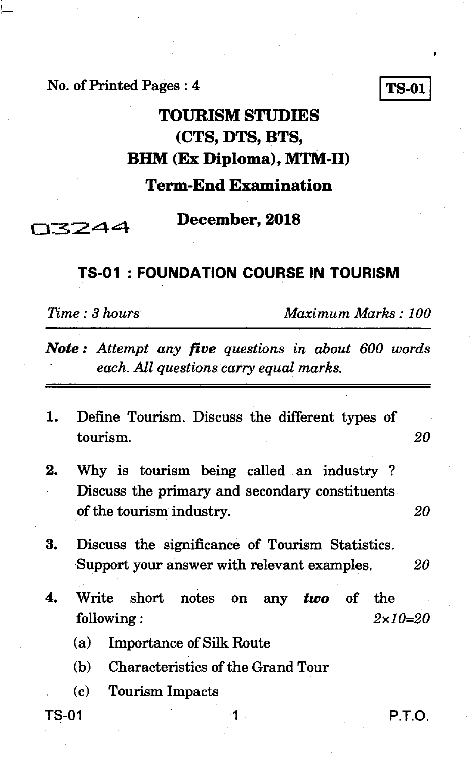No. of Printed Pages : 4

**TS-01**

# TOURISM STUDIES
# (CTS, DTS, BTS, BHM (Ex Diploma), MTM-II)

## Term-End Examination

03244

## December, 2018

## TS-01 : FOUNDATION COURSE IN TOURISM

*Time : 3 hours* *Maximum Marks : 100*

***Note :*** *Attempt any **five** questions in about 600 words each. All questions carry equal marks.*

1. Define Tourism. Discuss the different types of tourism. *20*

2. Why is tourism being called an industry ? Discuss the primary and secondary constituents of the tourism industry. *20*

3. Discuss the significance of Tourism Statistics. Support your answer with relevant examples. *20*

4. Write short notes on any ***two*** of the following : *2×10=20*

   (a) Importance of Silk Route

   (b) Characteristics of the Grand Tour

   (c) Tourism Impacts

P.T.O.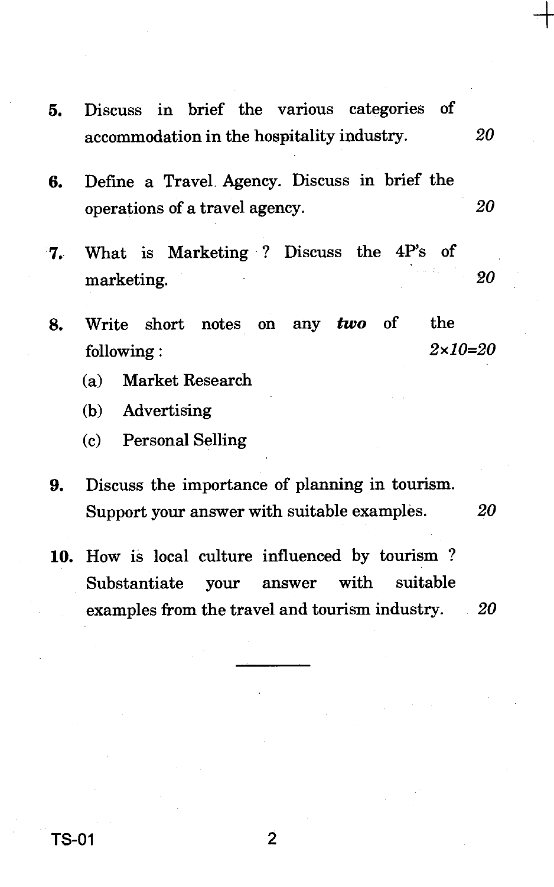5. Discuss in brief the various categories of accommodation in the hospitality industry. 20

6. Define a Travel Agency. Discuss in brief the operations of a travel agency. 20

7. What is Marketing ? Discuss the 4P's of marketing. 20

8. Write short notes on any ***two*** of the following : $2 \times 10 = 20$

   (a) Market Research

   (b) Advertising

   (c) Personal Selling

9. Discuss the importance of planning in tourism. Support your answer with suitable examples. 20

10. How is local culture influenced by tourism ? Substantiate your answer with suitable examples from the travel and tourism industry. 20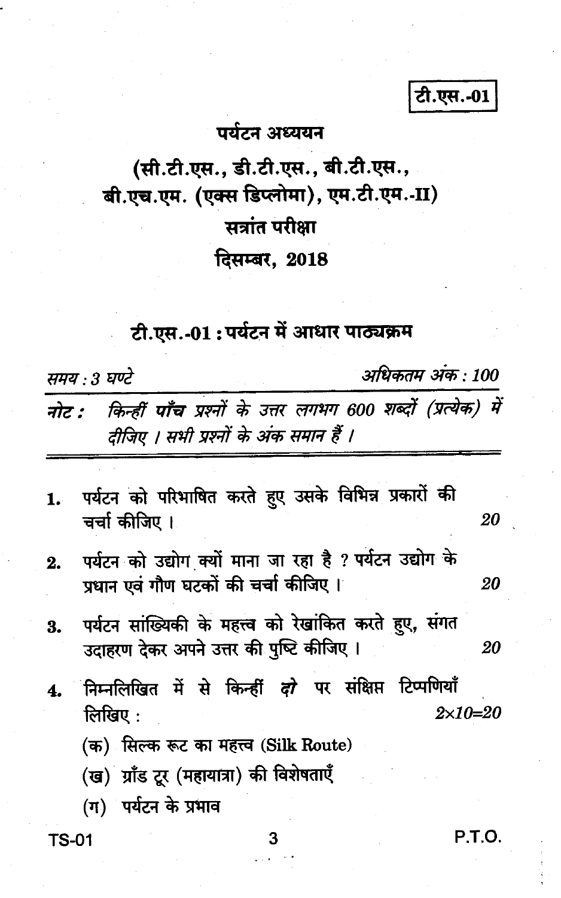टी.एस.-01

# पर्यटन अध्ययन

## (सी.टी.एस., डी.टी.एस., बी.टी.एस., बी.एच.एम. (एक्स डिप्लोमा), एम.टी.एम.-II)

## सत्रांत परीक्षा

## दिसम्बर, 2018

### टी.एस.-01 : पर्यटन में आधार पाठ्यक्रम

*समय : 3 घण्टे* *अधिकतम अंक : 100*

***नोट :*** *किन्हीं **पाँच** प्रश्नों के उत्तर लगभग 600 शब्दों (प्रत्येक) में दीजिए । सभी प्रश्नों के अंक समान हैं ।*

---

1. पर्यटन को परिभाषित करते हुए उसके विभिन्न प्रकारों की चर्चा कीजिए । 20

2. पर्यटन को उद्योग क्यों माना जा रहा है ? पर्यटन उद्योग के प्रधान एवं गौण घटकों की चर्चा कीजिए । 20

3. पर्यटन सांख्यिकी के महत्त्व को रेखांकित करते हुए, संगत उदाहरण देकर अपने उत्तर की पुष्टि कीजिए । 20

4. निम्नलिखित में से किन्हीं *दो* पर संक्षिप्त टिप्पणियाँ लिखिए : $2 \times 10 = 20$

   (क) सिल्क रूट का महत्त्व (Silk Route)

   (ख) ग्रॉंड टूर (महायात्रा) की विशेषताएँ

   (ग) पर्यटन के प्रभाव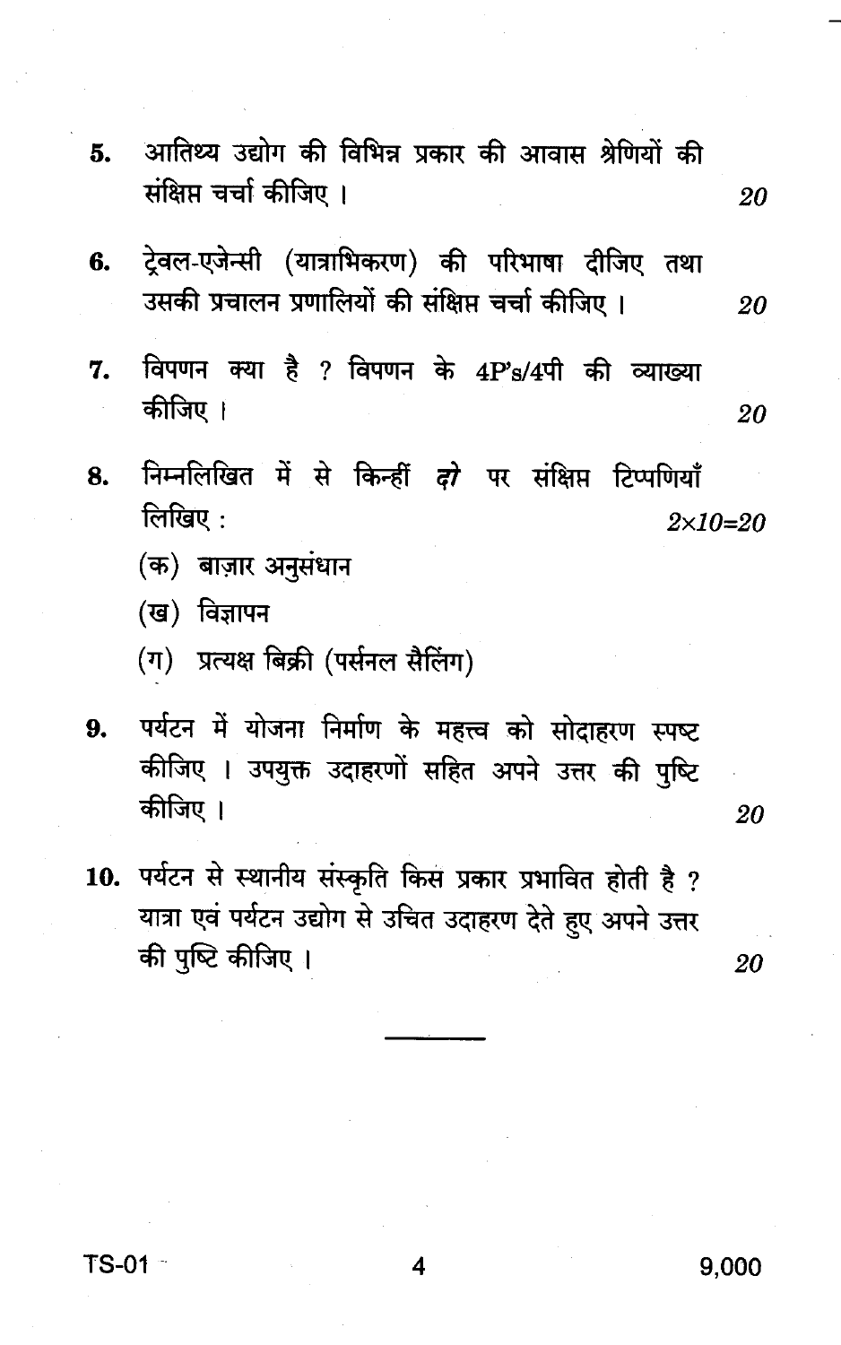5. आतिथ्य उद्योग की विभिन्न प्रकार की आवास श्रेणियों की संक्षिप्त चर्चा कीजिए । *20*

6. ट्रेवल-एजेन्सी (यात्राभिकरण) की परिभाषा दीजिए तथा उसकी प्रचालन प्रणालियों की संक्षिप्त चर्चा कीजिए । *20*

7. विपणन क्या है ? विपणन के 4P's/4पी की व्याख्या कीजिए । *20*

8. निम्नलिखित में से किन्हीं ***दो*** पर संक्षिप्त टिप्पणियाँ लिखिए : *2×10=20*

   (क) बाज़ार अनुसंधान

   (ख) विज्ञापन

   (ग) प्रत्यक्ष बिक्री (पर्सनल सैलिंग)

9. पर्यटन में योजना निर्माण के महत्त्व को सोदाहरण स्पष्ट कीजिए । उपयुक्त उदाहरणों सहित अपने उत्तर की पुष्टि कीजिए । *20*

10. पर्यटन से स्थानीय संस्कृति किस प्रकार प्रभावित होती है ? यात्रा एवं पर्यटन उद्योग से उचित उदाहरण देते हुए अपने उत्तर की पुष्टि कीजिए । *20*